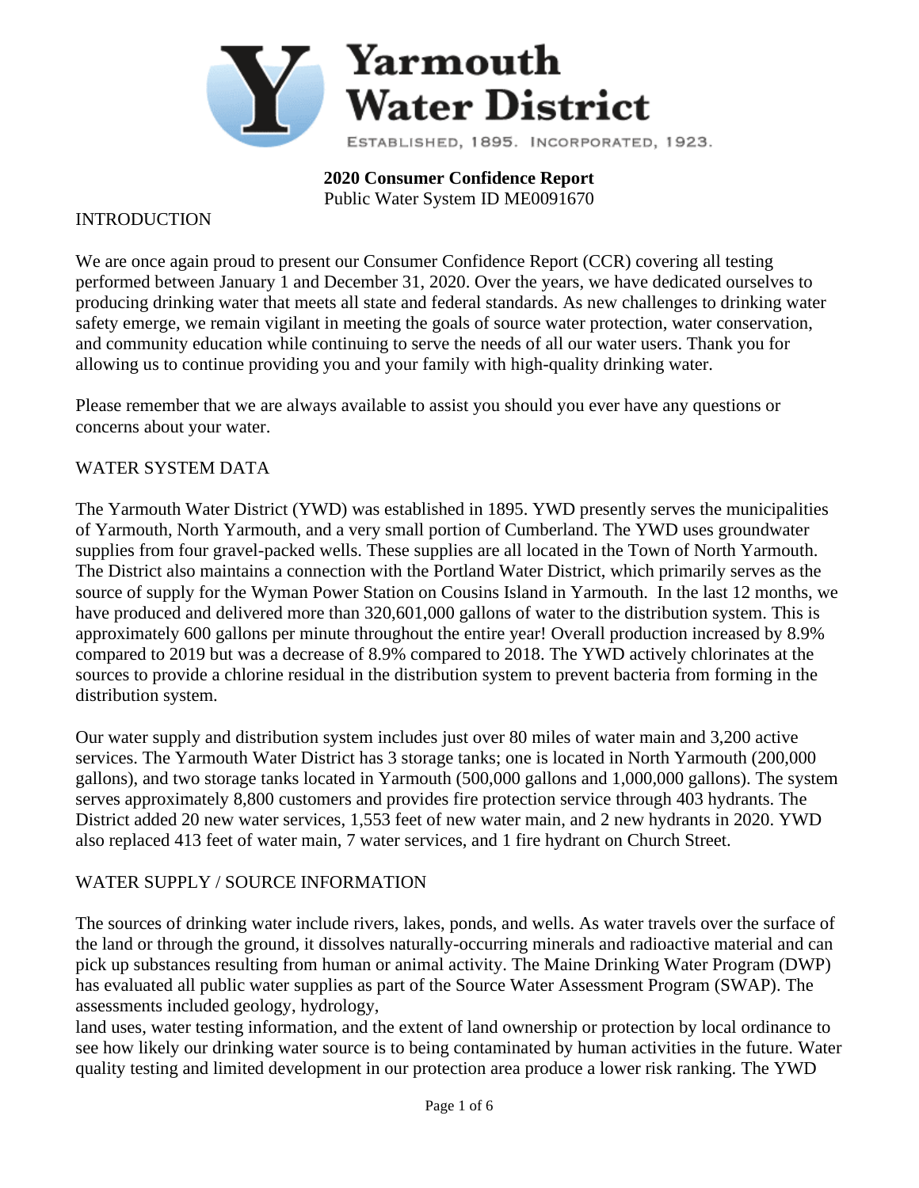# Yarmouth Water District

ESTABLISHED, 1895. INCORPORATED, 1923.

**2020 Consumer Confidence Report**
Public Water System ID ME0091670

## INTRODUCTION

We are once again proud to present our Consumer Confidence Report (CCR) covering all testing performed between January 1 and December 31, 2020. Over the years, we have dedicated ourselves to producing drinking water that meets all state and federal standards. As new challenges to drinking water safety emerge, we remain vigilant in meeting the goals of source water protection, water conservation, and community education while continuing to serve the needs of all our water users. Thank you for allowing us to continue providing you and your family with high-quality drinking water.

Please remember that we are always available to assist you should you ever have any questions or concerns about your water.

## WATER SYSTEM DATA

The Yarmouth Water District (YWD) was established in 1895. YWD presently serves the municipalities of Yarmouth, North Yarmouth, and a very small portion of Cumberland. The YWD uses groundwater supplies from four gravel-packed wells. These supplies are all located in the Town of North Yarmouth. The District also maintains a connection with the Portland Water District, which primarily serves as the source of supply for the Wyman Power Station on Cousins Island in Yarmouth. In the last 12 months, we have produced and delivered more than 320,601,000 gallons of water to the distribution system. This is approximately 600 gallons per minute throughout the entire year! Overall production increased by 8.9% compared to 2019 but was a decrease of 8.9% compared to 2018. The YWD actively chlorinates at the sources to provide a chlorine residual in the distribution system to prevent bacteria from forming in the distribution system.

Our water supply and distribution system includes just over 80 miles of water main and 3,200 active services. The Yarmouth Water District has 3 storage tanks; one is located in North Yarmouth (200,000 gallons), and two storage tanks located in Yarmouth (500,000 gallons and 1,000,000 gallons). The system serves approximately 8,800 customers and provides fire protection service through 403 hydrants. The District added 20 new water services, 1,553 feet of new water main, and 2 new hydrants in 2020. YWD also replaced 413 feet of water main, 7 water services, and 1 fire hydrant on Church Street.

## WATER SUPPLY / SOURCE INFORMATION

The sources of drinking water include rivers, lakes, ponds, and wells. As water travels over the surface of the land or through the ground, it dissolves naturally-occurring minerals and radioactive material and can pick up substances resulting from human or animal activity. The Maine Drinking Water Program (DWP) has evaluated all public water supplies as part of the Source Water Assessment Program (SWAP). The assessments included geology, hydrology, land uses, water testing information, and the extent of land ownership or protection by local ordinance to see how likely our drinking water source is to being contaminated by human activities in the future. Water quality testing and limited development in our protection area produce a lower risk ranking. The YWD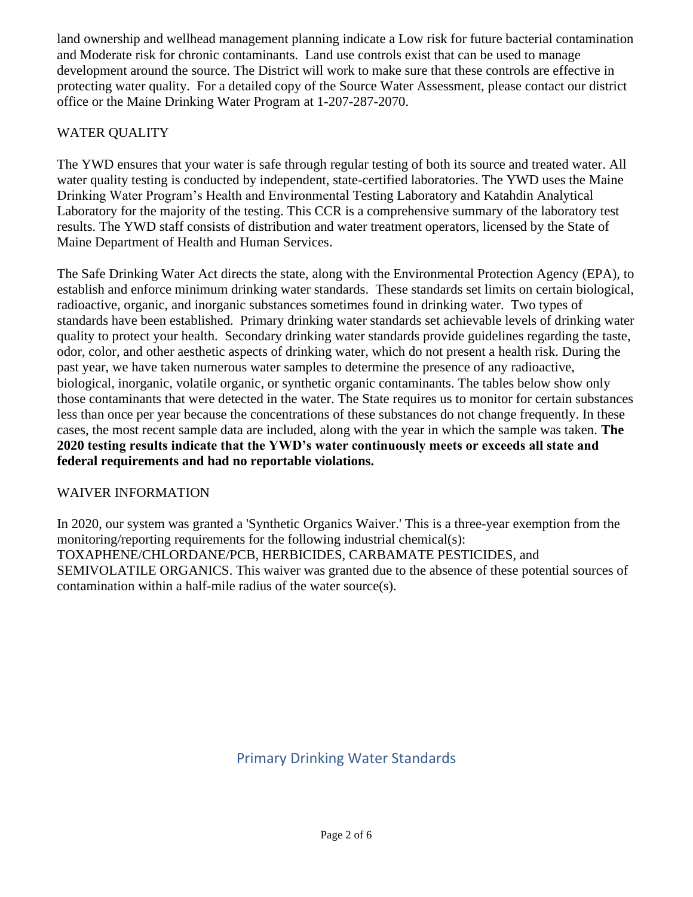land ownership and wellhead management planning indicate a Low risk for future bacterial contamination and Moderate risk for chronic contaminants. Land use controls exist that can be used to manage development around the source. The District will work to make sure that these controls are effective in protecting water quality. For a detailed copy of the Source Water Assessment, please contact our district office or the Maine Drinking Water Program at 1-207-287-2070.

## WATER QUALITY

The YWD ensures that your water is safe through regular testing of both its source and treated water. All water quality testing is conducted by independent, state-certified laboratories. The YWD uses the Maine Drinking Water Program's Health and Environmental Testing Laboratory and Katahdin Analytical Laboratory for the majority of the testing. This CCR is a comprehensive summary of the laboratory test results. The YWD staff consists of distribution and water treatment operators, licensed by the State of Maine Department of Health and Human Services.

The Safe Drinking Water Act directs the state, along with the Environmental Protection Agency (EPA), to establish and enforce minimum drinking water standards. These standards set limits on certain biological, radioactive, organic, and inorganic substances sometimes found in drinking water. Two types of standards have been established. Primary drinking water standards set achievable levels of drinking water quality to protect your health. Secondary drinking water standards provide guidelines regarding the taste, odor, color, and other aesthetic aspects of drinking water, which do not present a health risk. During the past year, we have taken numerous water samples to determine the presence of any radioactive, biological, inorganic, volatile organic, or synthetic organic contaminants. The tables below show only those contaminants that were detected in the water. The State requires us to monitor for certain substances less than once per year because the concentrations of these substances do not change frequently. In these cases, the most recent sample data are included, along with the year in which the sample was taken. **The 2020 testing results indicate that the YWD's water continuously meets or exceeds all state and federal requirements and had no reportable violations.**

## WAIVER INFORMATION

In 2020, our system was granted a 'Synthetic Organics Waiver.' This is a three-year exemption from the monitoring/reporting requirements for the following industrial chemical(s): TOXAPHENE/CHLORDANE/PCB, HERBICIDES, CARBAMATE PESTICIDES, and SEMIVOLATILE ORGANICS. This waiver was granted due to the absence of these potential sources of contamination within a half-mile radius of the water source(s).

## Primary Drinking Water Standards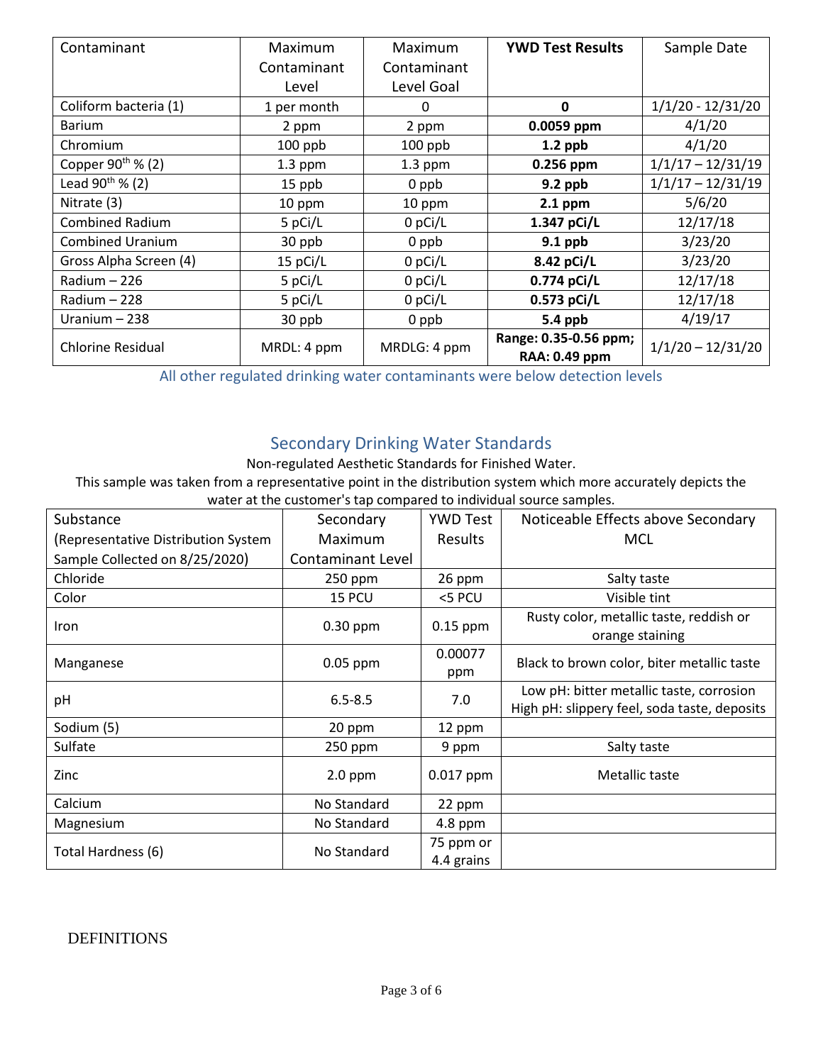| Contaminant | Maximum Contaminant Level | Maximum Contaminant Level Goal | **YWD Test Results** | Sample Date |
|---|---|---|---|---|
| Coliform bacteria (1) | 1 per month | 0 | **0** | 1/1/20 - 12/31/20 |
| Barium | 2 ppm | 2 ppm | **0.0059 ppm** | 4/1/20 |
| Chromium | 100 ppb | 100 ppb | **1.2 ppb** | 4/1/20 |
| Copper 90th % (2) | 1.3 ppm | 1.3 ppm | **0.256 ppm** | 1/1/17 – 12/31/19 |
| Lead 90th % (2) | 15 ppb | 0 ppb | **9.2 ppb** | 1/1/17 – 12/31/19 |
| Nitrate (3) | 10 ppm | 10 ppm | **2.1 ppm** | 5/6/20 |
| Combined Radium | 5 pCi/L | 0 pCi/L | **1.347 pCi/L** | 12/17/18 |
| Combined Uranium | 30 ppb | 0 ppb | **9.1 ppb** | 3/23/20 |
| Gross Alpha Screen (4) | 15 pCi/L | 0 pCi/L | **8.42 pCi/L** | 3/23/20 |
| Radium – 226 | 5 pCi/L | 0 pCi/L | **0.774 pCi/L** | 12/17/18 |
| Radium – 228 | 5 pCi/L | 0 pCi/L | **0.573 pCi/L** | 12/17/18 |
| Uranium – 238 | 30 ppb | 0 ppb | **5.4 ppb** | 4/19/17 |
| Chlorine Residual | MRDL: 4 ppm | MRDLG: 4 ppm | **Range: 0.35-0.56 ppm; RAA: 0.49 ppm** | 1/1/20 – 12/31/20 |

All other regulated drinking water contaminants were below detection levels

## Secondary Drinking Water Standards

Non-regulated Aesthetic Standards for Finished Water.

This sample was taken from a representative point in the distribution system which more accurately depicts the water at the customer's tap compared to individual source samples.

| Substance (Representative Distribution System Sample Collected on 8/25/2020) | Secondary Maximum Contaminant Level | YWD Test Results | Noticeable Effects above Secondary MCL |
|---|---|---|---|
| Chloride | 250 ppm | 26 ppm | Salty taste |
| Color | 15 PCU | <5 PCU | Visible tint |
| Iron | 0.30 ppm | 0.15 ppm | Rusty color, metallic taste, reddish or orange staining |
| Manganese | 0.05 ppm | 0.00077 ppm | Black to brown color, biter metallic taste |
| pH | 6.5-8.5 | 7.0 | Low pH: bitter metallic taste, corrosion<br>High pH: slippery feel, soda taste, deposits |
| Sodium (5) | 20 ppm | 12 ppm | |
| Sulfate | 250 ppm | 9 ppm | Salty taste |
| Zinc | 2.0 ppm | 0.017 ppm | Metallic taste |
| Calcium | No Standard | 22 ppm | |
| Magnesium | No Standard | 4.8 ppm | |
| Total Hardness (6) | No Standard | 75 ppm or 4.4 grains | |

DEFINITIONS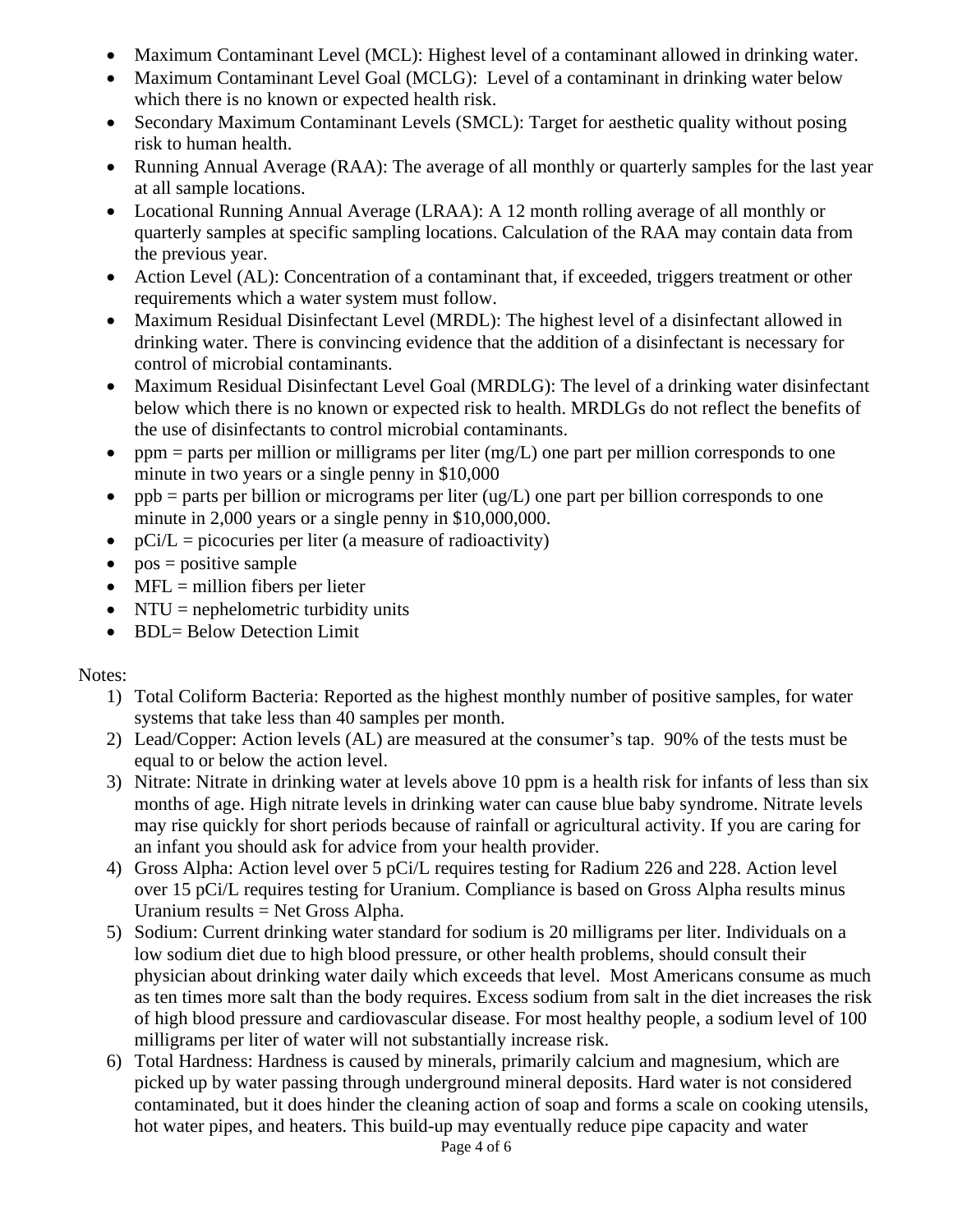- Maximum Contaminant Level (MCL): Highest level of a contaminant allowed in drinking water.
- Maximum Contaminant Level Goal (MCLG): Level of a contaminant in drinking water below which there is no known or expected health risk.
- Secondary Maximum Contaminant Levels (SMCL): Target for aesthetic quality without posing risk to human health.
- Running Annual Average (RAA): The average of all monthly or quarterly samples for the last year at all sample locations.
- Locational Running Annual Average (LRAA): A 12 month rolling average of all monthly or quarterly samples at specific sampling locations. Calculation of the RAA may contain data from the previous year.
- Action Level (AL): Concentration of a contaminant that, if exceeded, triggers treatment or other requirements which a water system must follow.
- Maximum Residual Disinfectant Level (MRDL): The highest level of a disinfectant allowed in drinking water. There is convincing evidence that the addition of a disinfectant is necessary for control of microbial contaminants.
- Maximum Residual Disinfectant Level Goal (MRDLG): The level of a drinking water disinfectant below which there is no known or expected risk to health. MRDLGs do not reflect the benefits of the use of disinfectants to control microbial contaminants.
- ppm = parts per million or milligrams per liter (mg/L) one part per million corresponds to one minute in two years or a single penny in $10,000
- ppb = parts per billion or micrograms per liter (ug/L) one part per billion corresponds to one minute in 2,000 years or a single penny in $10,000,000.
- pCi/L = picocuries per liter (a measure of radioactivity)
- pos = positive sample
- MFL = million fibers per lieter
- NTU = nephelometric turbidity units
- BDL= Below Detection Limit

Notes:

1) Total Coliform Bacteria: Reported as the highest monthly number of positive samples, for water systems that take less than 40 samples per month.
2) Lead/Copper: Action levels (AL) are measured at the consumer's tap. 90% of the tests must be equal to or below the action level.
3) Nitrate: Nitrate in drinking water at levels above 10 ppm is a health risk for infants of less than six months of age. High nitrate levels in drinking water can cause blue baby syndrome. Nitrate levels may rise quickly for short periods because of rainfall or agricultural activity. If you are caring for an infant you should ask for advice from your health provider.
4) Gross Alpha: Action level over 5 pCi/L requires testing for Radium 226 and 228. Action level over 15 pCi/L requires testing for Uranium. Compliance is based on Gross Alpha results minus Uranium results = Net Gross Alpha.
5) Sodium: Current drinking water standard for sodium is 20 milligrams per liter. Individuals on a low sodium diet due to high blood pressure, or other health problems, should consult their physician about drinking water daily which exceeds that level. Most Americans consume as much as ten times more salt than the body requires. Excess sodium from salt in the diet increases the risk of high blood pressure and cardiovascular disease. For most healthy people, a sodium level of 100 milligrams per liter of water will not substantially increase risk.
6) Total Hardness: Hardness is caused by minerals, primarily calcium and magnesium, which are picked up by water passing through underground mineral deposits. Hard water is not considered contaminated, but it does hinder the cleaning action of soap and forms a scale on cooking utensils, hot water pipes, and heaters. This build-up may eventually reduce pipe capacity and water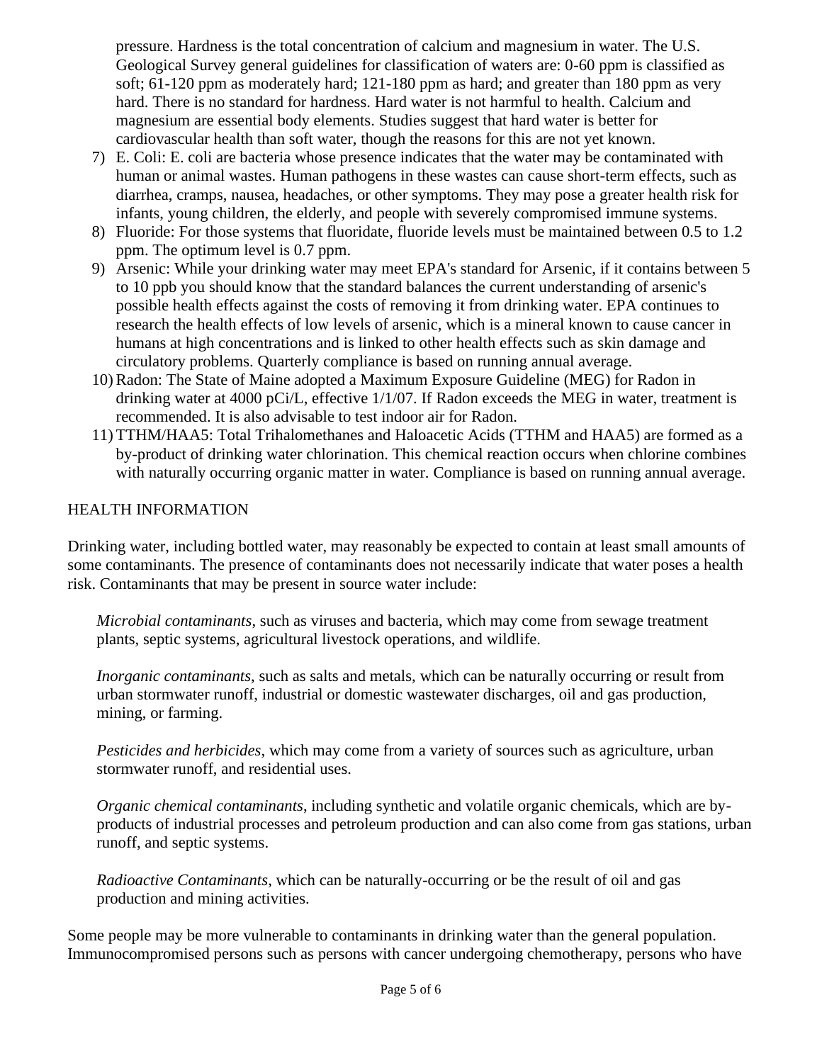pressure. Hardness is the total concentration of calcium and magnesium in water. The U.S. Geological Survey general guidelines for classification of waters are: 0-60 ppm is classified as soft; 61-120 ppm as moderately hard; 121-180 ppm as hard; and greater than 180 ppm as very hard. There is no standard for hardness. Hard water is not harmful to health. Calcium and magnesium are essential body elements. Studies suggest that hard water is better for cardiovascular health than soft water, though the reasons for this are not yet known.

7) E. Coli: E. coli are bacteria whose presence indicates that the water may be contaminated with human or animal wastes. Human pathogens in these wastes can cause short-term effects, such as diarrhea, cramps, nausea, headaches, or other symptoms. They may pose a greater health risk for infants, young children, the elderly, and people with severely compromised immune systems.
8) Fluoride: For those systems that fluoridate, fluoride levels must be maintained between 0.5 to 1.2 ppm. The optimum level is 0.7 ppm.
9) Arsenic: While your drinking water may meet EPA's standard for Arsenic, if it contains between 5 to 10 ppb you should know that the standard balances the current understanding of arsenic's possible health effects against the costs of removing it from drinking water. EPA continues to research the health effects of low levels of arsenic, which is a mineral known to cause cancer in humans at high concentrations and is linked to other health effects such as skin damage and circulatory problems. Quarterly compliance is based on running annual average.
10) Radon: The State of Maine adopted a Maximum Exposure Guideline (MEG) for Radon in drinking water at 4000 pCi/L, effective 1/1/07. If Radon exceeds the MEG in water, treatment is recommended. It is also advisable to test indoor air for Radon.
11) TTHM/HAA5: Total Trihalomethanes and Haloacetic Acids (TTHM and HAA5) are formed as a by-product of drinking water chlorination. This chemical reaction occurs when chlorine combines with naturally occurring organic matter in water. Compliance is based on running annual average.

HEALTH INFORMATION

Drinking water, including bottled water, may reasonably be expected to contain at least small amounts of some contaminants. The presence of contaminants does not necessarily indicate that water poses a health risk. Contaminants that may be present in source water include:

*Microbial contaminants*, such as viruses and bacteria, which may come from sewage treatment plants, septic systems, agricultural livestock operations, and wildlife.

*Inorganic contaminants*, such as salts and metals, which can be naturally occurring or result from urban stormwater runoff, industrial or domestic wastewater discharges, oil and gas production, mining, or farming.

*Pesticides and herbicides*, which may come from a variety of sources such as agriculture, urban stormwater runoff, and residential uses.

*Organic chemical contaminants*, including synthetic and volatile organic chemicals, which are by-products of industrial processes and petroleum production and can also come from gas stations, urban runoff, and septic systems.

*Radioactive Contaminants*, which can be naturally-occurring or be the result of oil and gas production and mining activities.

Some people may be more vulnerable to contaminants in drinking water than the general population. Immunocompromised persons such as persons with cancer undergoing chemotherapy, persons who have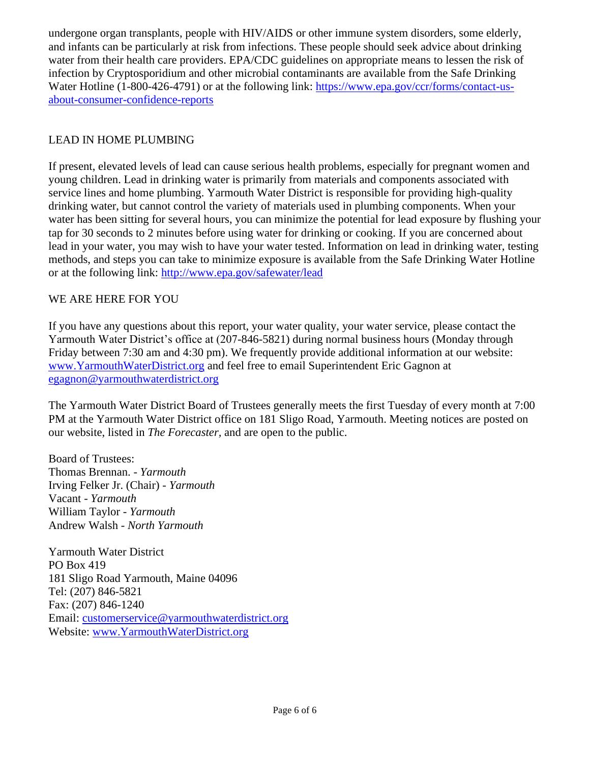undergone organ transplants, people with HIV/AIDS or other immune system disorders, some elderly, and infants can be particularly at risk from infections. These people should seek advice about drinking water from their health care providers. EPA/CDC guidelines on appropriate means to lessen the risk of infection by Cryptosporidium and other microbial contaminants are available from the Safe Drinking Water Hotline (1-800-426-4791) or at the following link: [https://www.epa.gov/ccr/forms/contact-us-about-consumer-confidence-reports](https://www.epa.gov/ccr/forms/contact-us-about-consumer-confidence-reports)

## LEAD IN HOME PLUMBING

If present, elevated levels of lead can cause serious health problems, especially for pregnant women and young children. Lead in drinking water is primarily from materials and components associated with service lines and home plumbing. Yarmouth Water District is responsible for providing high-quality drinking water, but cannot control the variety of materials used in plumbing components. When your water has been sitting for several hours, you can minimize the potential for lead exposure by flushing your tap for 30 seconds to 2 minutes before using water for drinking or cooking. If you are concerned about lead in your water, you may wish to have your water tested. Information on lead in drinking water, testing methods, and steps you can take to minimize exposure is available from the Safe Drinking Water Hotline or at the following link: [http://www.epa.gov/safewater/lead](http://www.epa.gov/safewater/lead)

## WE ARE HERE FOR YOU

If you have any questions about this report, your water quality, your water service, please contact the Yarmouth Water District's office at (207-846-5821) during normal business hours (Monday through Friday between 7:30 am and 4:30 pm). We frequently provide additional information at our website: [www.YarmouthWaterDistrict.org](http://www.YarmouthWaterDistrict.org) and feel free to email Superintendent Eric Gagnon at [egagnon@yarmouthwaterdistrict.org](mailto:egagnon@yarmouthwaterdistrict.org)

The Yarmouth Water District Board of Trustees generally meets the first Tuesday of every month at 7:00 PM at the Yarmouth Water District office on 181 Sligo Road, Yarmouth. Meeting notices are posted on our website, listed in *The Forecaster,* and are open to the public.

Board of Trustees:
Thomas Brennan. - *Yarmouth*
Irving Felker Jr. (Chair) - *Yarmouth*
Vacant - *Yarmouth*
William Taylor - *Yarmouth*
Andrew Walsh - *North Yarmouth*

Yarmouth Water District
PO Box 419
181 Sligo Road Yarmouth, Maine 04096
Tel: (207) 846-5821
Fax: (207) 846-1240
Email: [customerservice@yarmouthwaterdistrict.org](mailto:customerservice@yarmouthwaterdistrict.org)
Website: [www.YarmouthWaterDistrict.org](http://www.YarmouthWaterDistrict.org)